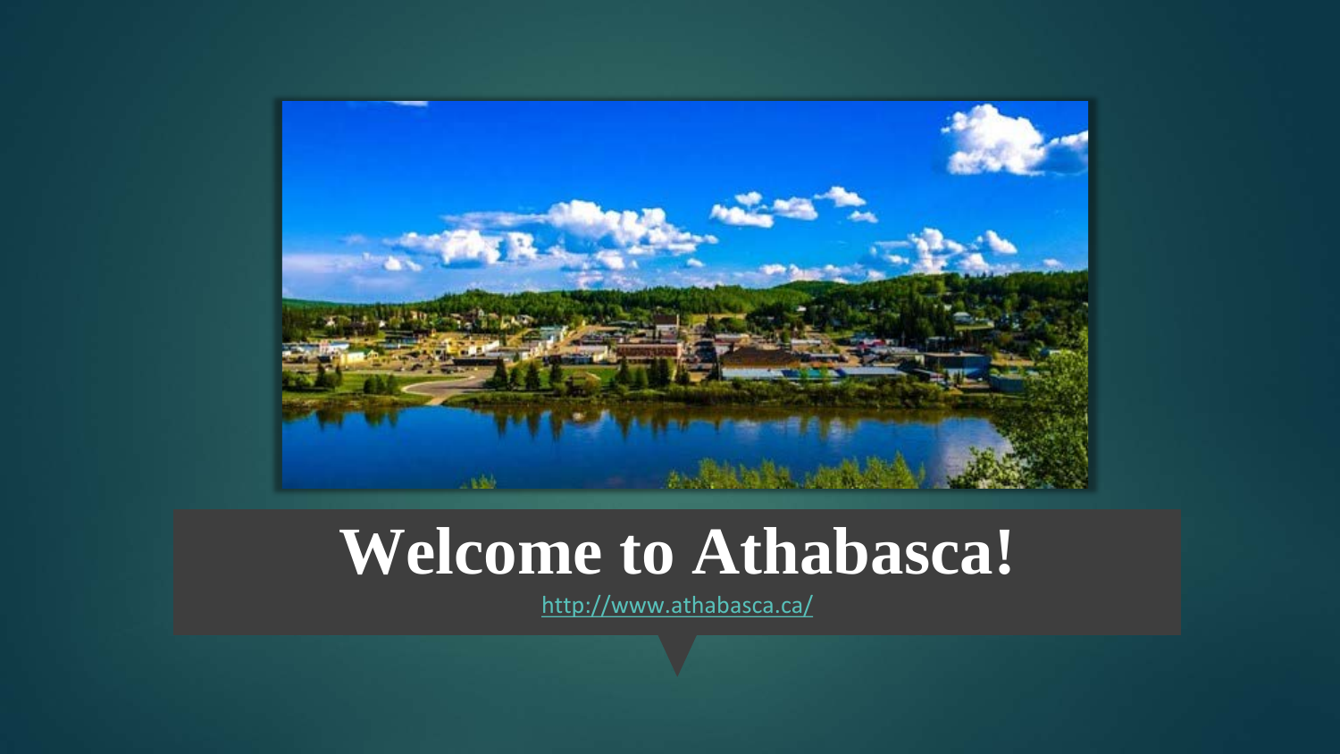# Welcome to Athabasca!

http://www.athabasca.ca/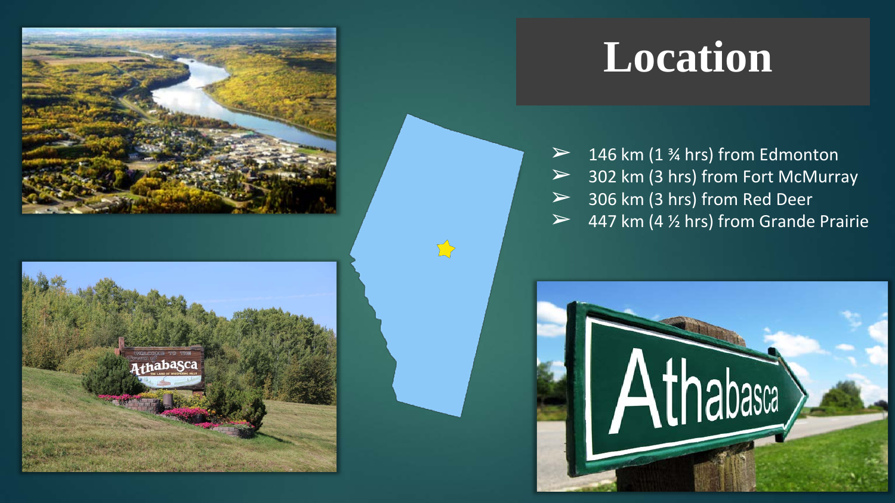# Location

- 146 km (1 ¾ hrs) from Edmonton
- 302 km (3 hrs) from Fort McMurray
- 306 km (3 hrs) from Red Deer
- 447 km (4 ½ hrs) from Grande Prairie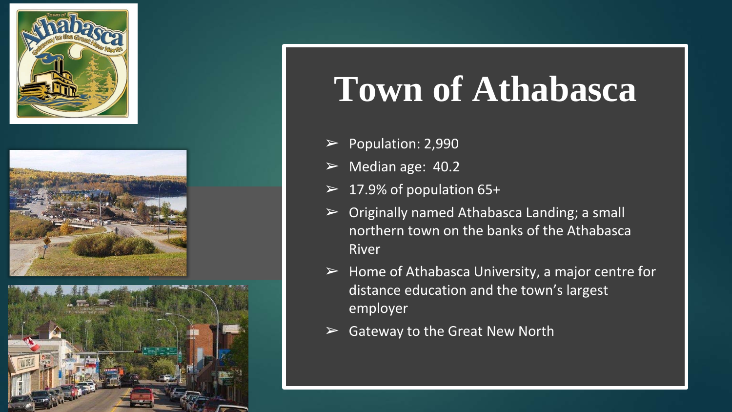# Town of Athabasca

- Population: 2,990
- Median age: 40.2
- 17.9% of population 65+
- Originally named Athabasca Landing; a small northern town on the banks of the Athabasca River
- Home of Athabasca University, a major centre for distance education and the town's largest employer
- Gateway to the Great New North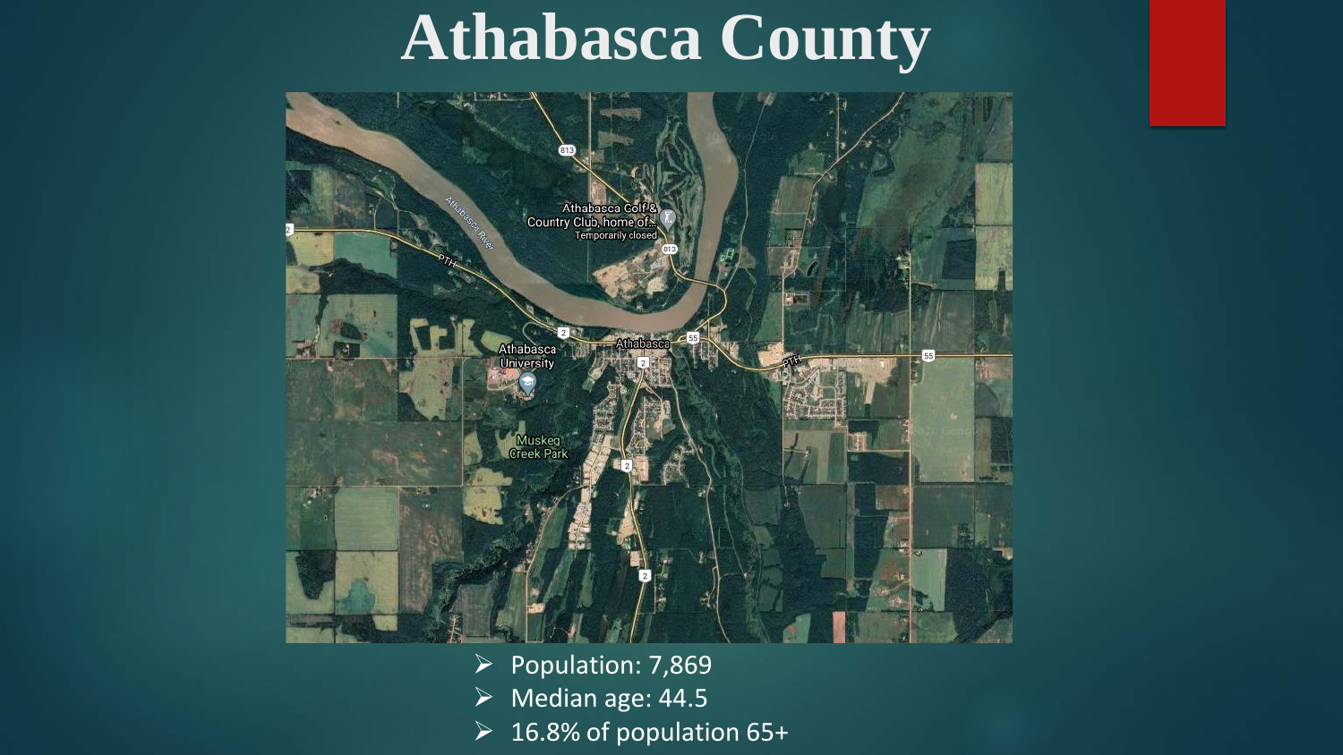# Athabasca County

- Population: 7,869
- Median age: 44.5
- 16.8% of population 65+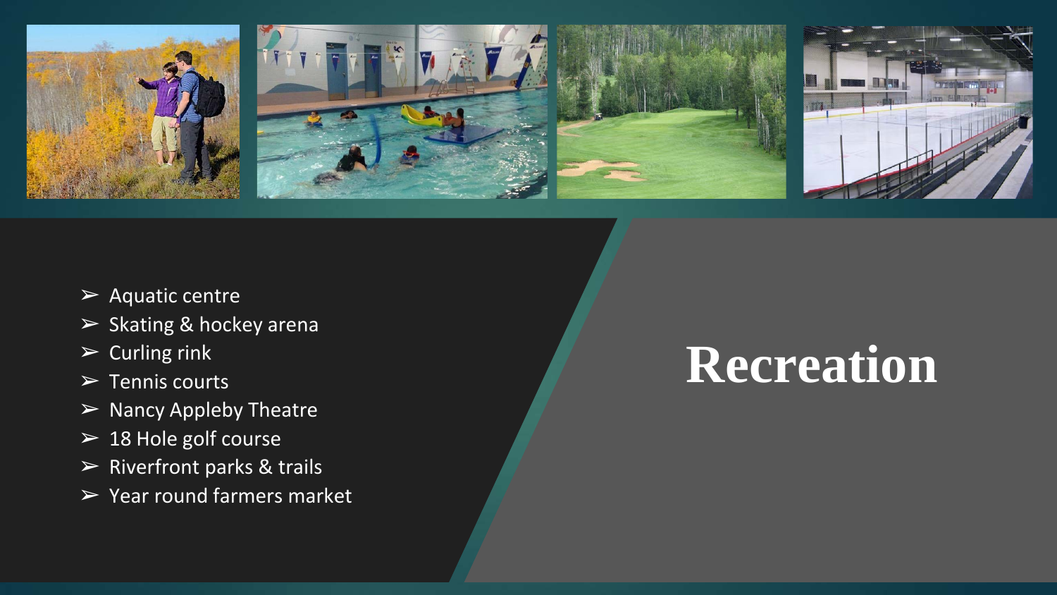# Recreation

- Aquatic centre
- Skating & hockey arena
- Curling rink
- Tennis courts
- Nancy Appleby Theatre
- 18 Hole golf course
- Riverfront parks & trails
- Year round farmers market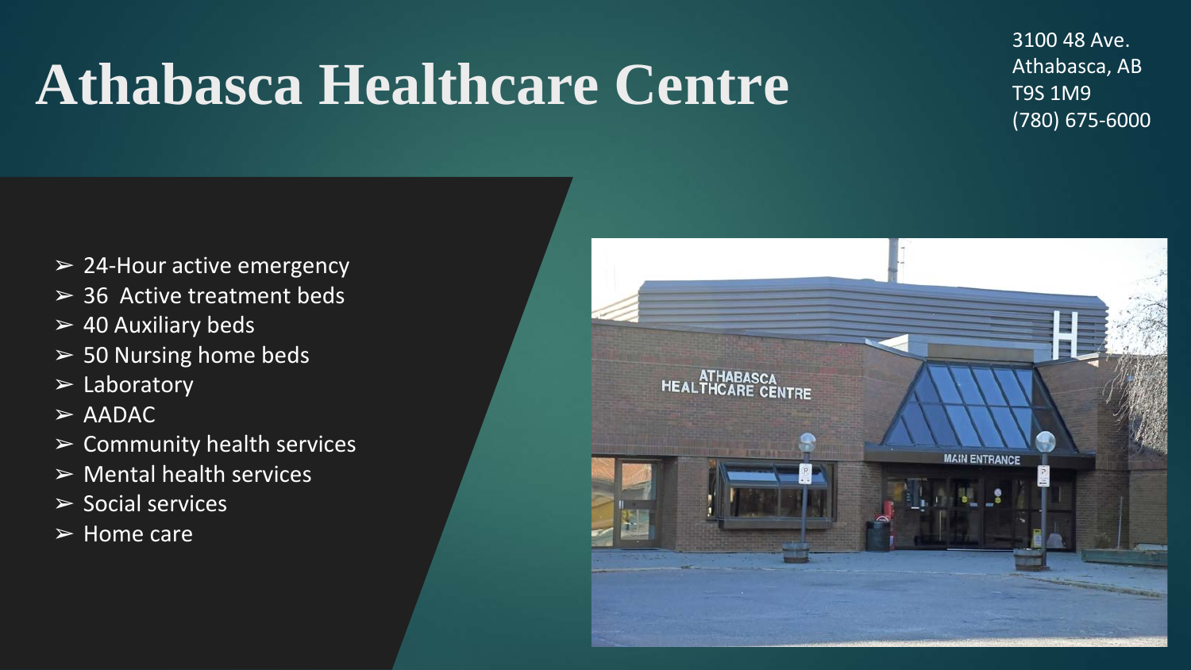# Athabasca Healthcare Centre

3100 48 Ave.
Athabasca, AB
T9S 1M9
(780) 675-6000

- 24-Hour active emergency
- 36 Active treatment beds
- 40 Auxiliary beds
- 50 Nursing home beds
- Laboratory
- AADAC
- Community health services
- Mental health services
- Social services
- Home care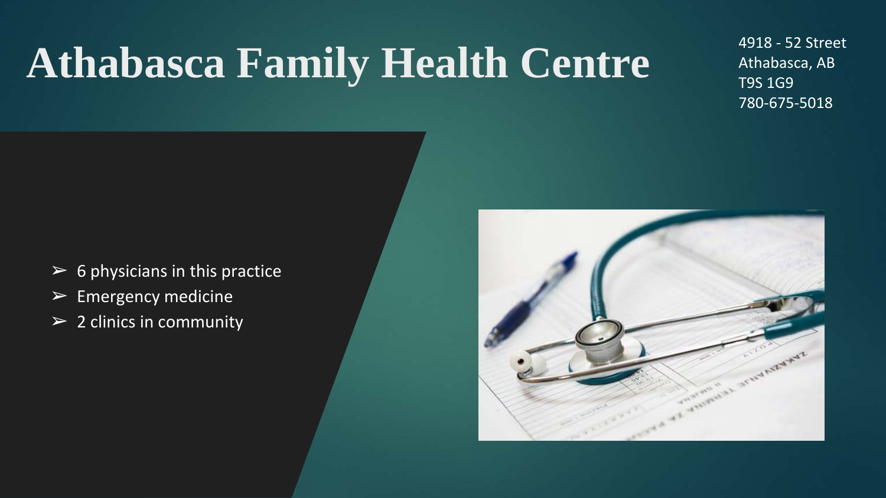# Athabasca Family Health Centre

4918 - 52 Street
Athabasca, AB
T9S 1G9
780-675-5018

- 6 physicians in this practice
- Emergency medicine
- 2 clinics in community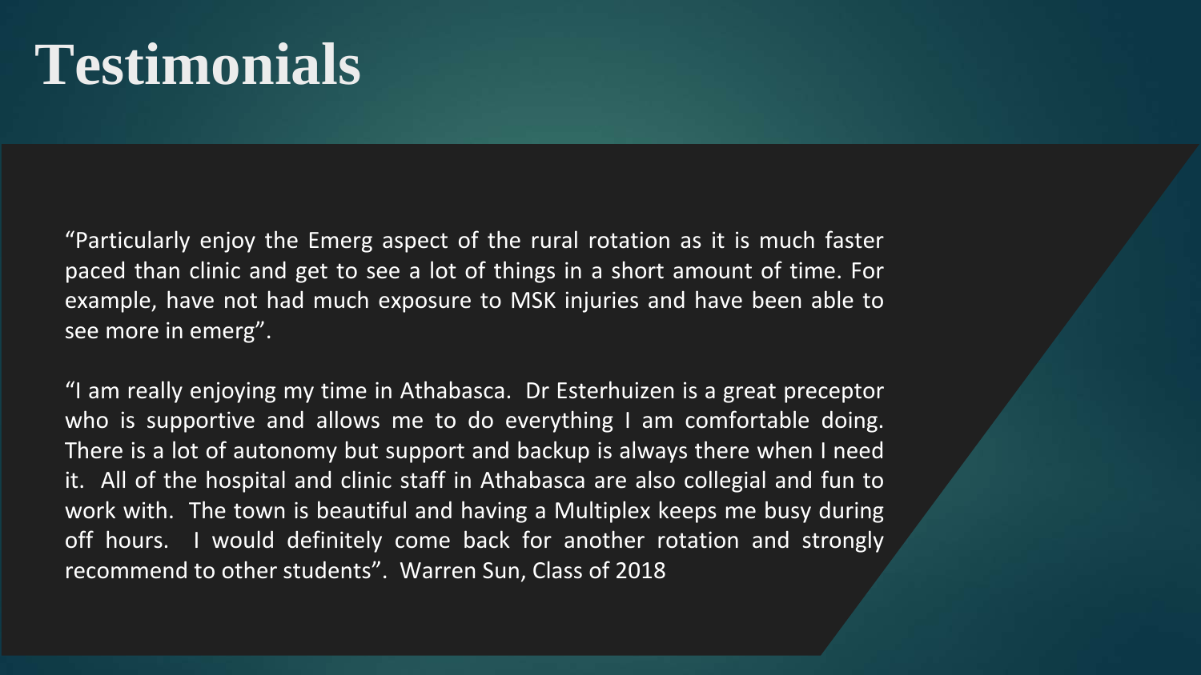# Testimonials

"Particularly enjoy the Emerg aspect of the rural rotation as it is much faster paced than clinic and get to see a lot of things in a short amount of time. For example, have not had much exposure to MSK injuries and have been able to see more in emerg".

"I am really enjoying my time in Athabasca. Dr Esterhuizen is a great preceptor who is supportive and allows me to do everything I am comfortable doing. There is a lot of autonomy but support and backup is always there when I need it. All of the hospital and clinic staff in Athabasca are also collegial and fun to work with. The town is beautiful and having a Multiplex keeps me busy during off hours. I would definitely come back for another rotation and strongly recommend to other students". Warren Sun, Class of 2018